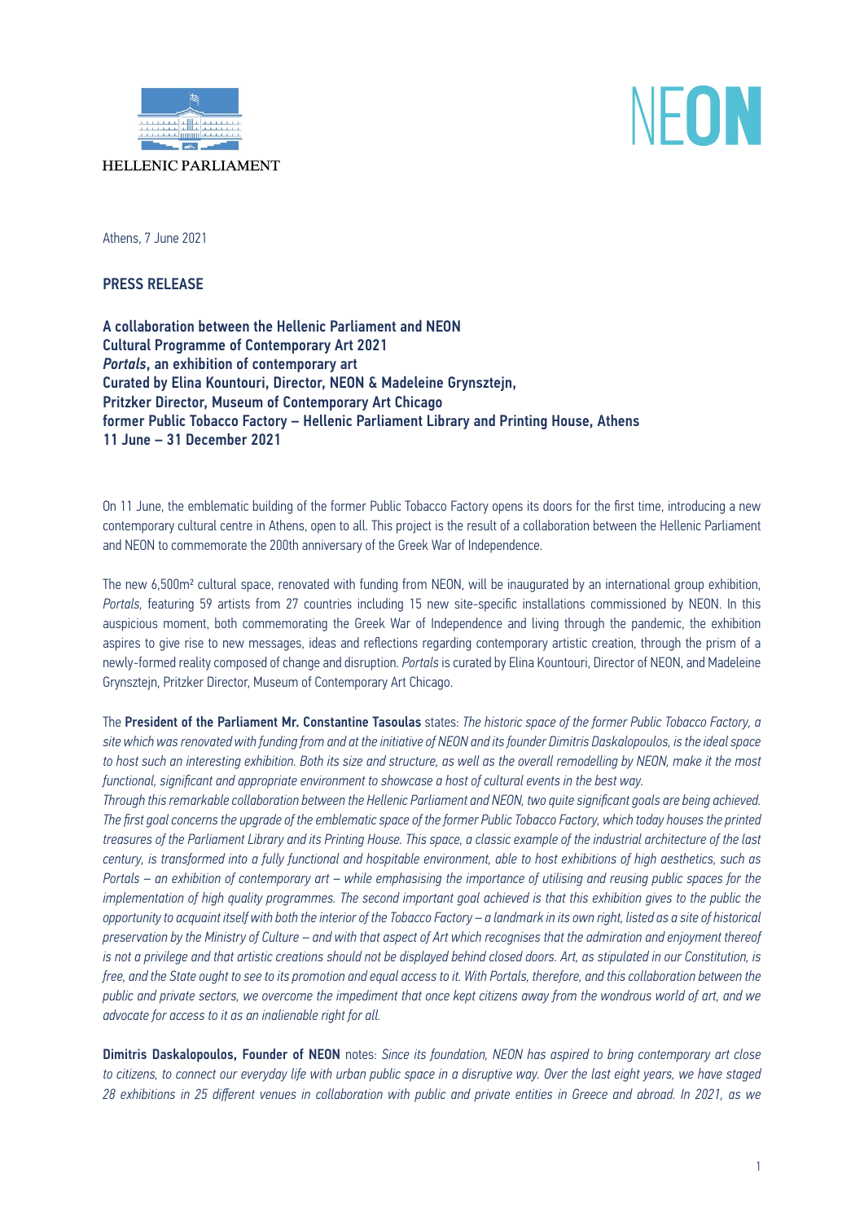HELLENIC PARLIAMENT

NEON

Athens, 7 June 2021

**PRESS RELEASE**

**A collaboration between the Hellenic Parliament and NEON**
**Cultural Programme of Contemporary Art 2021**
***Portals*, an exhibition of contemporary art**
**Curated by Elina Kountouri, Director, NEON & Madeleine Grynsztejn, Pritzker Director, Museum of Contemporary Art Chicago**
**former Public Tobacco Factory – Hellenic Parliament Library and Printing House, Athens**
**11 June – 31 December 2021**

On 11 June, the emblematic building of the former Public Tobacco Factory opens its doors for the first time, introducing a new contemporary cultural centre in Athens, open to all. This project is the result of a collaboration between the Hellenic Parliament and NEON to commemorate the 200th anniversary of the Greek War of Independence.

The new 6,500m² cultural space, renovated with funding from NEON, will be inaugurated by an international group exhibition, *Portals,* featuring 59 artists from 27 countries including 15 new site-specific installations commissioned by NEON. In this auspicious moment, both commemorating the Greek War of Independence and living through the pandemic, the exhibition aspires to give rise to new messages, ideas and reflections regarding contemporary artistic creation, through the prism of a newly-formed reality composed of change and disruption. *Portals* is curated by Elina Kountouri, Director of NEON, and Madeleine Grynsztejn, Pritzker Director, Museum of Contemporary Art Chicago.

The **President of the Parliament Mr. Constantine Tasoulas** states: *The historic space of the former Public Tobacco Factory, a site which was renovated with funding from and at the initiative of NEON and its founder Dimitris Daskalopoulos, is the ideal space to host such an interesting exhibition. Both its size and structure, as well as the overall remodelling by NEON, make it the most functional, significant and appropriate environment to showcase a host of cultural events in the best way.*
*Through this remarkable collaboration between the Hellenic Parliament and NEON, two quite significant goals are being achieved. The first goal concerns the upgrade of the emblematic space of the former Public Tobacco Factory, which today houses the printed treasures of the Parliament Library and its Printing House. This space, a classic example of the industrial architecture of the last century, is transformed into a fully functional and hospitable environment, able to host exhibitions of high aesthetics, such as Portals – an exhibition of contemporary art – while emphasising the importance of utilising and reusing public spaces for the implementation of high quality programmes. The second important goal achieved is that this exhibition gives to the public the opportunity to acquaint itself with both the interior of the Tobacco Factory – a landmark in its own right, listed as a site of historical preservation by the Ministry of Culture – and with that aspect of Art which recognises that the admiration and enjoyment thereof is not a privilege and that artistic creations should not be displayed behind closed doors. Art, as stipulated in our Constitution, is free, and the State ought to see to its promotion and equal access to it. With Portals, therefore, and this collaboration between the public and private sectors, we overcome the impediment that once kept citizens away from the wondrous world of art, and we advocate for access to it as an inalienable right for all.*

**Dimitris Daskalopoulos, Founder of NEON** notes: *Since its foundation, NEON has aspired to bring contemporary art close to citizens, to connect our everyday life with urban public space in a disruptive way. Over the last eight years, we have staged 28 exhibitions in 25 different venues in collaboration with public and private entities in Greece and abroad. In 2021, as we*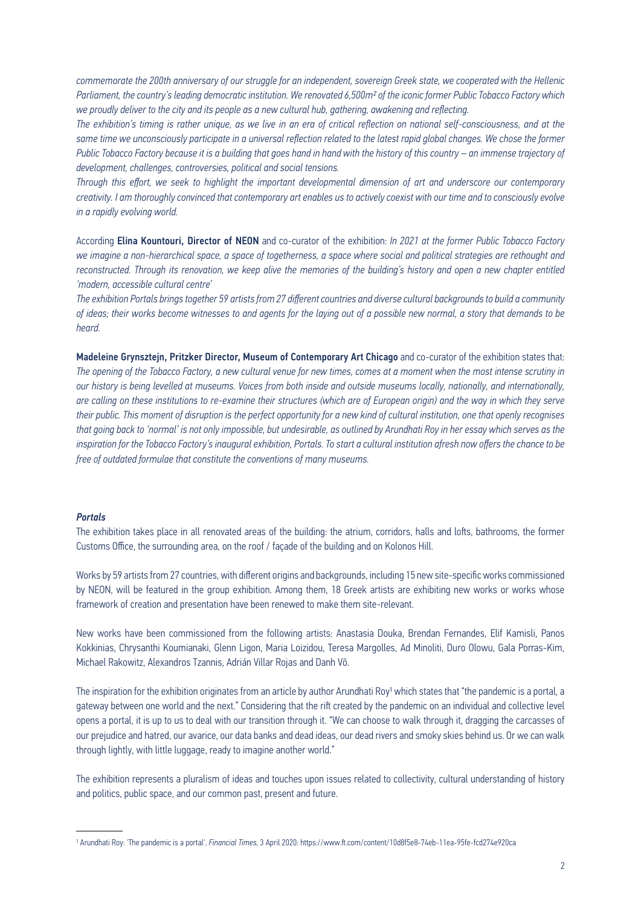*commemorate the 200th anniversary of our struggle for an independent, sovereign Greek state, we cooperated with the Hellenic Parliament, the country's leading democratic institution. We renovated 6,500m² of the iconic former Public Tobacco Factory which we proudly deliver to the city and its people as a new cultural hub, gathering, awakening and reflecting.*

*The exhibition's timing is rather unique, as we live in an era of critical reflection on national self-consciousness, and at the same time we unconsciously participate in a universal reflection related to the latest rapid global changes. We chose the former Public Tobacco Factory because it is a building that goes hand in hand with the history of this country – an immense trajectory of development, challenges, controversies, political and social tensions.*

*Through this effort, we seek to highlight the important developmental dimension of art and underscore our contemporary creativity. I am thoroughly convinced that contemporary art enables us to actively coexist with our time and to consciously evolve in a rapidly evolving world.*

According **Elina Kountouri, Director of NEON** and co-curator of the exhibition: *In 2021 at the former Public Tobacco Factory we imagine a non-hierarchical space, a space of togetherness, a space where social and political strategies are rethought and reconstructed. Through its renovation, we keep alive the memories of the building's history and open a new chapter entitled 'modern, accessible cultural centre'*

*The exhibition Portals brings together 59 artists from 27 different countries and diverse cultural backgrounds to build a community of ideas; their works become witnesses to and agents for the laying out of a possible new normal, a story that demands to be heard.*

**Madeleine Grynsztejn, Pritzker Director, Museum of Contemporary Art Chicago** and co-curator of the exhibition states that: *The opening of the Tobacco Factory, a new cultural venue for new times, comes at a moment when the most intense scrutiny in our history is being levelled at museums. Voices from both inside and outside museums locally, nationally, and internationally, are calling on these institutions to re-examine their structures (which are of European origin) and the way in which they serve their public. This moment of disruption is the perfect opportunity for a new kind of cultural institution, one that openly recognises that going back to 'normal' is not only impossible, but undesirable, as outlined by Arundhati Roy in her essay which serves as the inspiration for the Tobacco Factory's inaugural exhibition, Portals. To start a cultural institution afresh now offers the chance to be free of outdated formulae that constitute the conventions of many museums.*

### *Portals*

The exhibition takes place in all renovated areas of the building: the atrium, corridors, halls and lofts, bathrooms, the former Customs Office, the surrounding area, on the roof / façade of the building and on Kolonos Hill.

Works by 59 artists from 27 countries, with different origins and backgrounds, including 15 new site-specific works commissioned by NEON, will be featured in the group exhibition. Among them, 18 Greek artists are exhibiting new works or works whose framework of creation and presentation have been renewed to make them site-relevant.

New works have been commissioned from the following artists: Anastasia Douka, Brendan Fernandes, Elif Kamisli, Panos Kokkinias, Chrysanthi Koumianaki, Glenn Ligon, Maria Loizidou, Teresa Margolles, Ad Minoliti, Duro Olowu, Gala Porras-Kim, Michael Rakowitz, Alexandros Tzannis, Adrián Villar Rojas and Danh Võ.

The inspiration for the exhibition originates from an article by author Arundhati Roy[1] which states that "the pandemic is a portal, a gateway between one world and the next." Considering that the rift created by the pandemic on an individual and collective level opens a portal, it is up to us to deal with our transition through it. "We can choose to walk through it, dragging the carcasses of our prejudice and hatred, our avarice, our data banks and dead ideas, our dead rivers and smoky skies behind us. Or we can walk through lightly, with little luggage, ready to imagine another world."

The exhibition represents a pluralism of ideas and touches upon issues related to collectivity, cultural understanding of history and politics, public space, and our common past, present and future.

---

[1] Arundhati Roy: 'The pandemic is a portal', *Financial Times*, 3 April 2020: https://www.ft.com/content/10d8f5e8-74eb-11ea-95fe-fcd274e920ca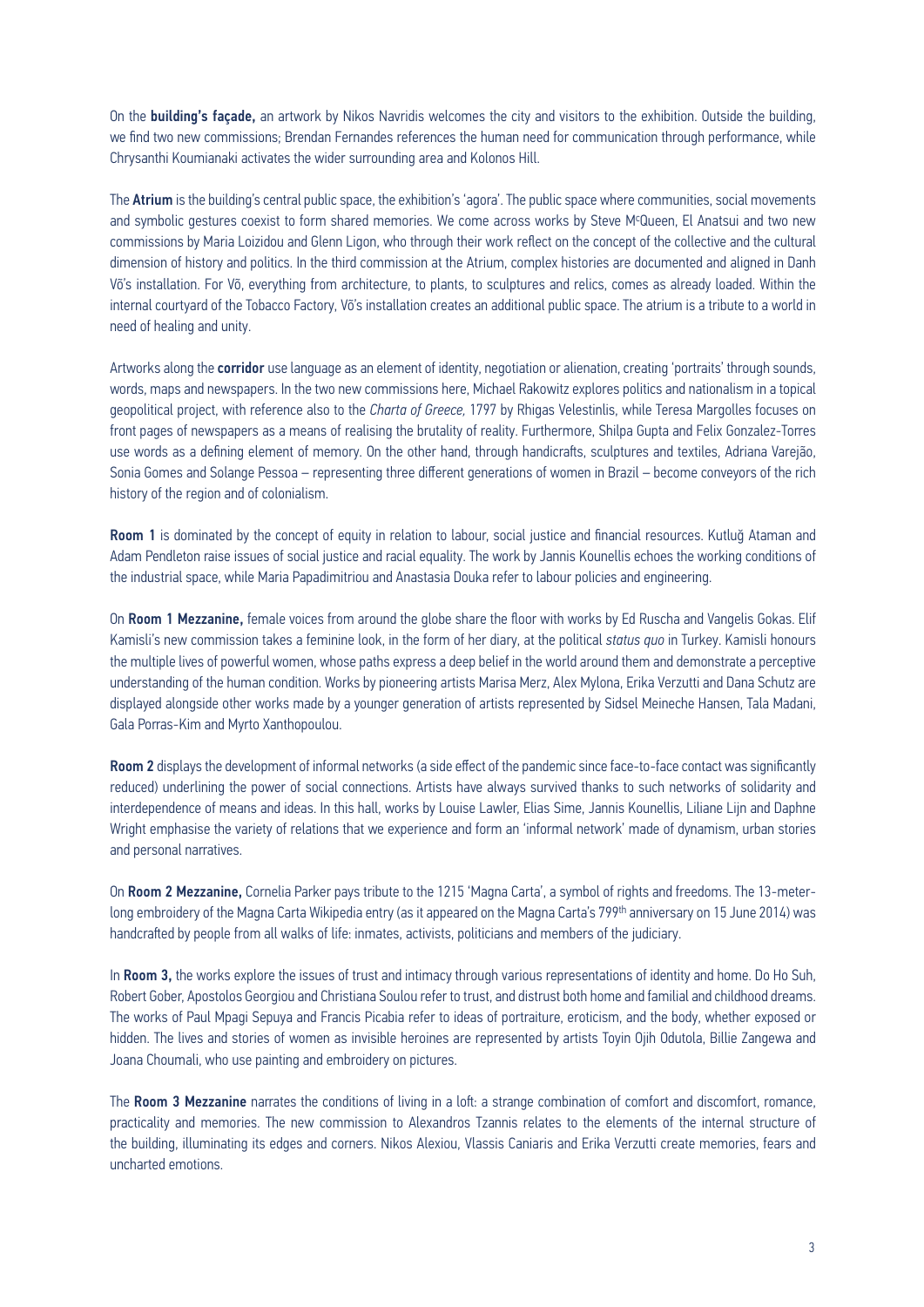On the **building's façade,** an artwork by Nikos Navridis welcomes the city and visitors to the exhibition. Outside the building, we find two new commissions; Brendan Fernandes references the human need for communication through performance, while Chrysanthi Koumianaki activates the wider surrounding area and Kolonos Hill.

The **Atrium** is the building's central public space, the exhibition's 'agora'. The public space where communities, social movements and symbolic gestures coexist to form shared memories. We come across works by Steve McQueen, El Anatsui and two new commissions by Maria Loizidou and Glenn Ligon, who through their work reflect on the concept of the collective and the cultural dimension of history and politics. In the third commission at the Atrium, complex histories are documented and aligned in Danh Võ's installation. For Võ, everything from architecture, to plants, to sculptures and relics, comes as already loaded. Within the internal courtyard of the Tobacco Factory, Võ's installation creates an additional public space. The atrium is a tribute to a world in need of healing and unity.

Artworks along the **corridor** use language as an element of identity, negotiation or alienation, creating 'portraits' through sounds, words, maps and newspapers. In the two new commissions here, Michael Rakowitz explores politics and nationalism in a topical geopolitical project, with reference also to the *Charta of Greece,* 1797 by Rhigas Velestinlis, while Teresa Margolles focuses on front pages of newspapers as a means of realising the brutality of reality. Furthermore, Shilpa Gupta and Felix Gonzalez-Torres use words as a defining element of memory. On the other hand, through handicrafts, sculptures and textiles, Adriana Varejão, Sonia Gomes and Solange Pessoa – representing three different generations of women in Brazil – become conveyors of the rich history of the region and of colonialism.

**Room 1** is dominated by the concept of equity in relation to labour, social justice and financial resources. Kutluğ Ataman and Adam Pendleton raise issues of social justice and racial equality. The work by Jannis Kounellis echoes the working conditions of the industrial space, while Maria Papadimitriou and Anastasia Douka refer to labour policies and engineering.

On **Room 1 Mezzanine,** female voices from around the globe share the floor with works by Ed Ruscha and Vangelis Gokas. Elif Kamisli's new commission takes a feminine look, in the form of her diary, at the political *status quo* in Turkey. Kamisli honours the multiple lives of powerful women, whose paths express a deep belief in the world around them and demonstrate a perceptive understanding of the human condition. Works by pioneering artists Marisa Merz, Alex Mylona, Erika Verzutti and Dana Schutz are displayed alongside other works made by a younger generation of artists represented by Sidsel Meineche Hansen, Tala Madani, Gala Porras-Kim and Myrto Xanthopoulou.

**Room 2** displays the development of informal networks (a side effect of the pandemic since face-to-face contact was significantly reduced) underlining the power of social connections. Artists have always survived thanks to such networks of solidarity and interdependence of means and ideas. In this hall, works by Louise Lawler, Elias Sime, Jannis Kounellis, Liliane Lijn and Daphne Wright emphasise the variety of relations that we experience and form an 'informal network' made of dynamism, urban stories and personal narratives.

On **Room 2 Mezzanine,** Cornelia Parker pays tribute to the 1215 'Magna Carta', a symbol of rights and freedoms. The 13-meter-long embroidery of the Magna Carta Wikipedia entry (as it appeared on the Magna Carta's 799th anniversary on 15 June 2014) was handcrafted by people from all walks of life: inmates, activists, politicians and members of the judiciary.

In **Room 3,** the works explore the issues of trust and intimacy through various representations of identity and home. Do Ho Suh, Robert Gober, Apostolos Georgiou and Christiana Soulou refer to trust, and distrust both home and familial and childhood dreams. The works of Paul Mpagi Sepuya and Francis Picabia refer to ideas of portraiture, eroticism, and the body, whether exposed or hidden. The lives and stories of women as invisible heroines are represented by artists Toyin Ojih Odutola, Billie Zangewa and Joana Choumali, who use painting and embroidery on pictures.

The **Room 3 Mezzanine** narrates the conditions of living in a loft: a strange combination of comfort and discomfort, romance, practicality and memories. The new commission to Alexandros Tzannis relates to the elements of the internal structure of the building, illuminating its edges and corners. Nikos Alexiou, Vlassis Caniaris and Erika Verzutti create memories, fears and uncharted emotions.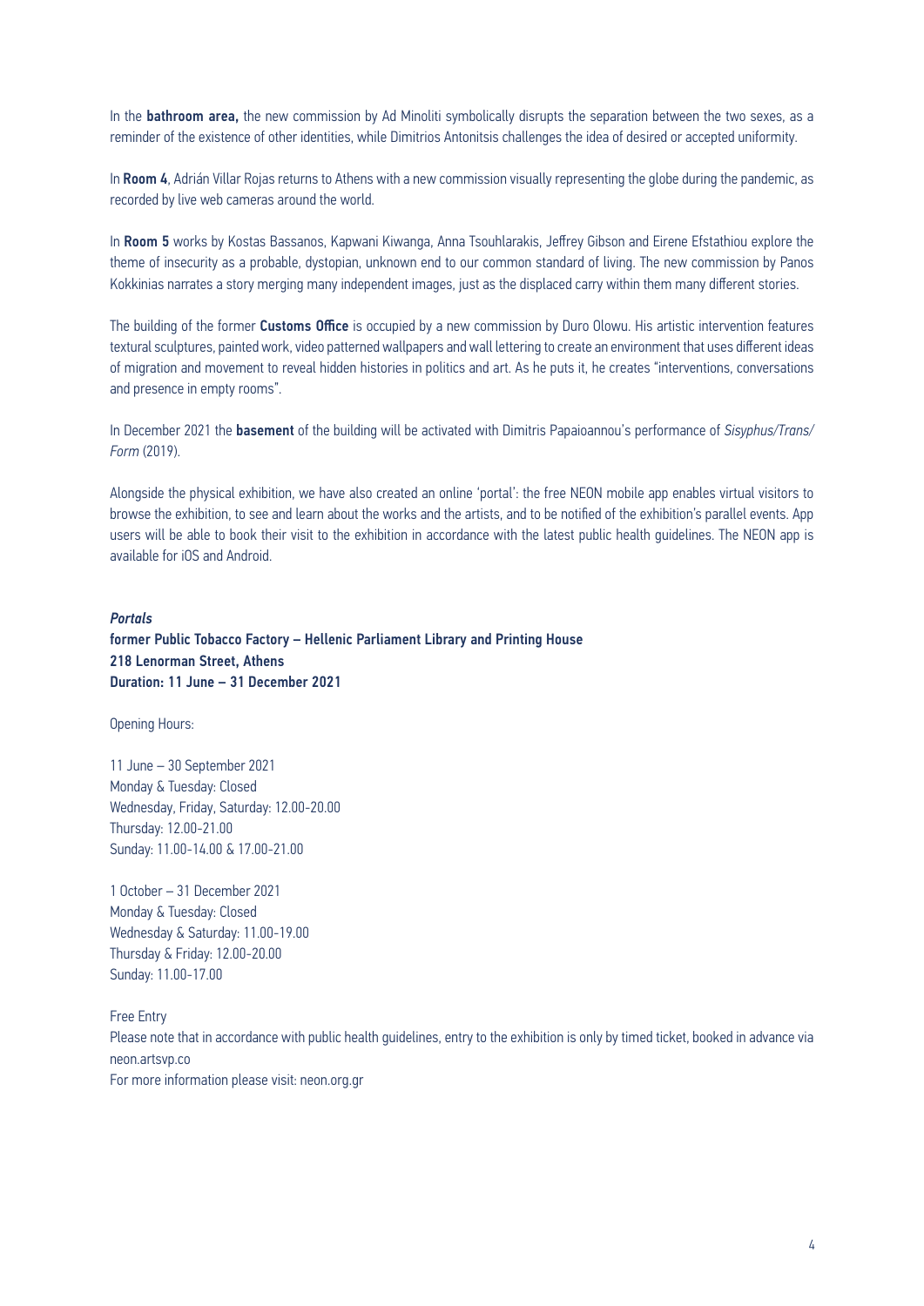In the **bathroom area,** the new commission by Ad Minoliti symbolically disrupts the separation between the two sexes, as a reminder of the existence of other identities, while Dimitrios Antonitsis challenges the idea of desired or accepted uniformity.

In **Room 4**, Adrián Villar Rojas returns to Athens with a new commission visually representing the globe during the pandemic, as recorded by live web cameras around the world.

In **Room 5** works by Kostas Bassanos, Kapwani Kiwanga, Anna Tsouhlarakis, Jeffrey Gibson and Eirene Efstathiou explore the theme of insecurity as a probable, dystopian, unknown end to our common standard of living. The new commission by Panos Kokkinias narrates a story merging many independent images, just as the displaced carry within them many different stories.

The building of the former **Customs Office** is occupied by a new commission by Duro Olowu. His artistic intervention features textural sculptures, painted work, video patterned wallpapers and wall lettering to create an environment that uses different ideas of migration and movement to reveal hidden histories in politics and art. As he puts it, he creates "interventions, conversations and presence in empty rooms".

In December 2021 the **basement** of the building will be activated with Dimitris Papaioannou's performance of *Sisyphus/Trans/Form* (2019).

Alongside the physical exhibition, we have also created an online 'portal': the free NEON mobile app enables virtual visitors to browse the exhibition, to see and learn about the works and the artists, and to be notified of the exhibition's parallel events. App users will be able to book their visit to the exhibition in accordance with the latest public health guidelines. The NEON app is available for iOS and Android.

***Portals***
**former Public Tobacco Factory – Hellenic Parliament Library and Printing House**
**218 Lenorman Street, Athens**
**Duration: 11 June – 31 December 2021**

Opening Hours:

11 June – 30 September 2021
Monday & Tuesday: Closed
Wednesday, Friday, Saturday: 12.00-20.00
Thursday: 12.00-21.00
Sunday: 11.00-14.00 & 17.00-21.00

1 October – 31 December 2021
Monday & Tuesday: Closed
Wednesday & Saturday: 11.00-19.00
Thursday & Friday: 12.00-20.00
Sunday: 11.00-17.00

Free Entry
Please note that in accordance with public health guidelines, entry to the exhibition is only by timed ticket, booked in advance via neon.artsvp.co
For more information please visit: neon.org.gr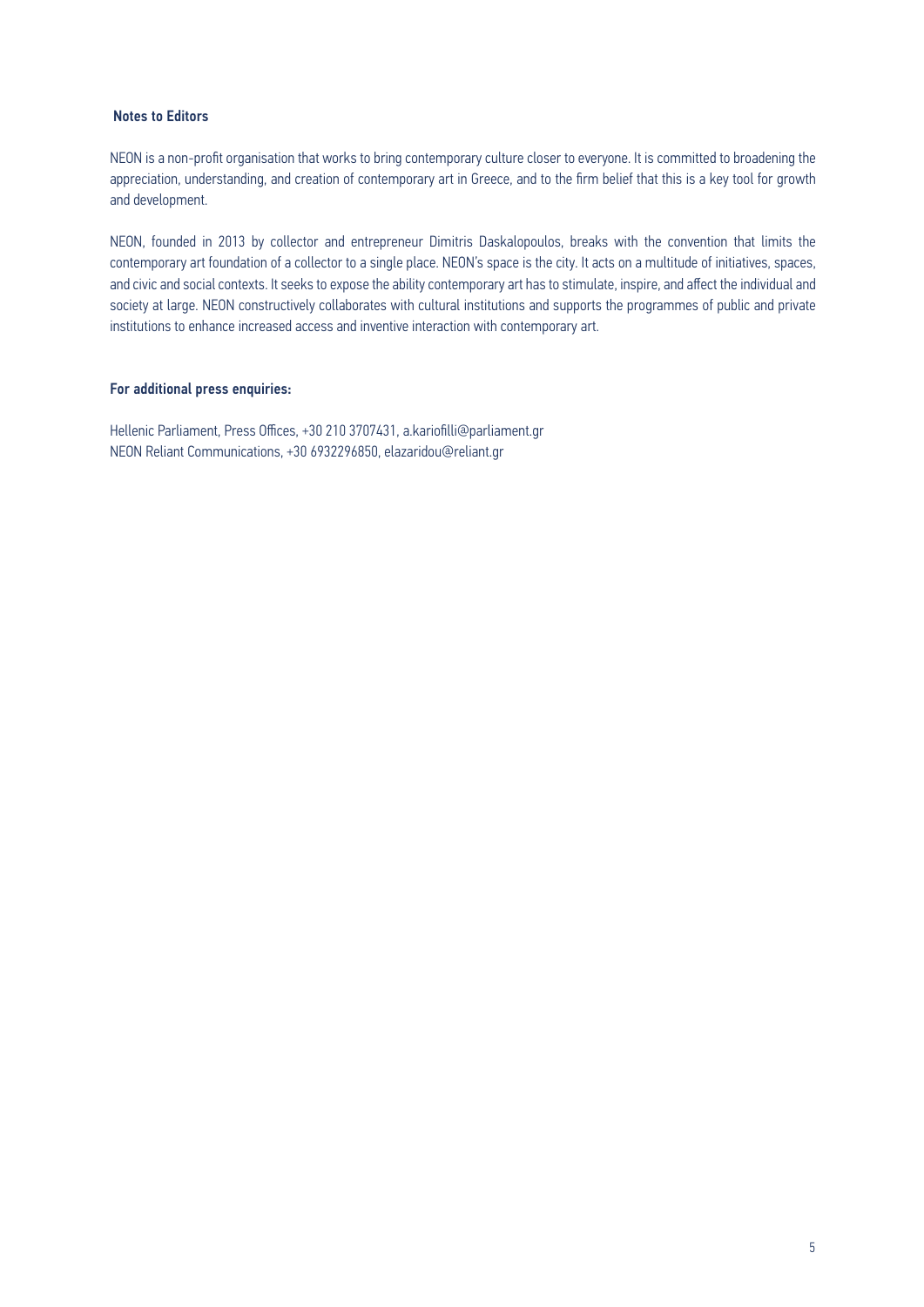**Notes to Editors**

NEON is a non-profit organisation that works to bring contemporary culture closer to everyone. It is committed to broadening the appreciation, understanding, and creation of contemporary art in Greece, and to the firm belief that this is a key tool for growth and development.

NEON, founded in 2013 by collector and entrepreneur Dimitris Daskalopoulos, breaks with the convention that limits the contemporary art foundation of a collector to a single place. NEON's space is the city. It acts on a multitude of initiatives, spaces, and civic and social contexts. It seeks to expose the ability contemporary art has to stimulate, inspire, and affect the individual and society at large. NEON constructively collaborates with cultural institutions and supports the programmes of public and private institutions to enhance increased access and inventive interaction with contemporary art.

**For additional press enquiries:**

Hellenic Parliament, Press Offices, +30 210 3707431, a.kariofilli@parliament.gr
NEON Reliant Communications, +30 6932296850, elazaridou@reliant.gr